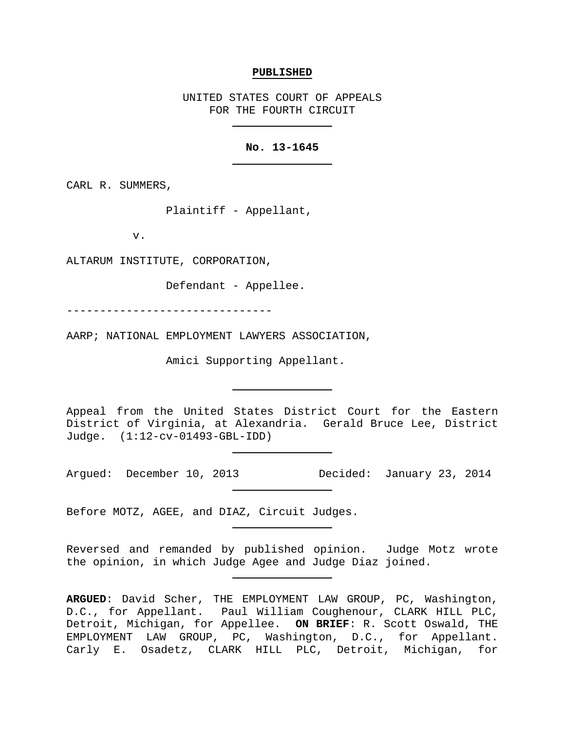**PUBLISHED**

UNITED STATES COURT OF APPEALS
FOR THE FOURTH CIRCUIT

**No. 13-1645**

CARL R. SUMMERS,

Plaintiff - Appellant,

v.

ALTARUM INSTITUTE, CORPORATION,

Defendant - Appellee.

------------------------------

AARP; NATIONAL EMPLOYMENT LAWYERS ASSOCIATION,

Amici Supporting Appellant.

Appeal from the United States District Court for the Eastern District of Virginia, at Alexandria. Gerald Bruce Lee, District Judge. (1:12-cv-01493-GBL-IDD)

Argued: December 10, 2013 Decided: January 23, 2014

Before MOTZ, AGEE, and DIAZ, Circuit Judges.

Reversed and remanded by published opinion. Judge Motz wrote the opinion, in which Judge Agee and Judge Diaz joined.

**ARGUED**: David Scher, THE EMPLOYMENT LAW GROUP, PC, Washington, D.C., for Appellant. Paul William Coughenour, CLARK HILL PLC, Detroit, Michigan, for Appellee. **ON BRIEF**: R. Scott Oswald, THE EMPLOYMENT LAW GROUP, PC, Washington, D.C., for Appellant. Carly E. Osadetz, CLARK HILL PLC, Detroit, Michigan, for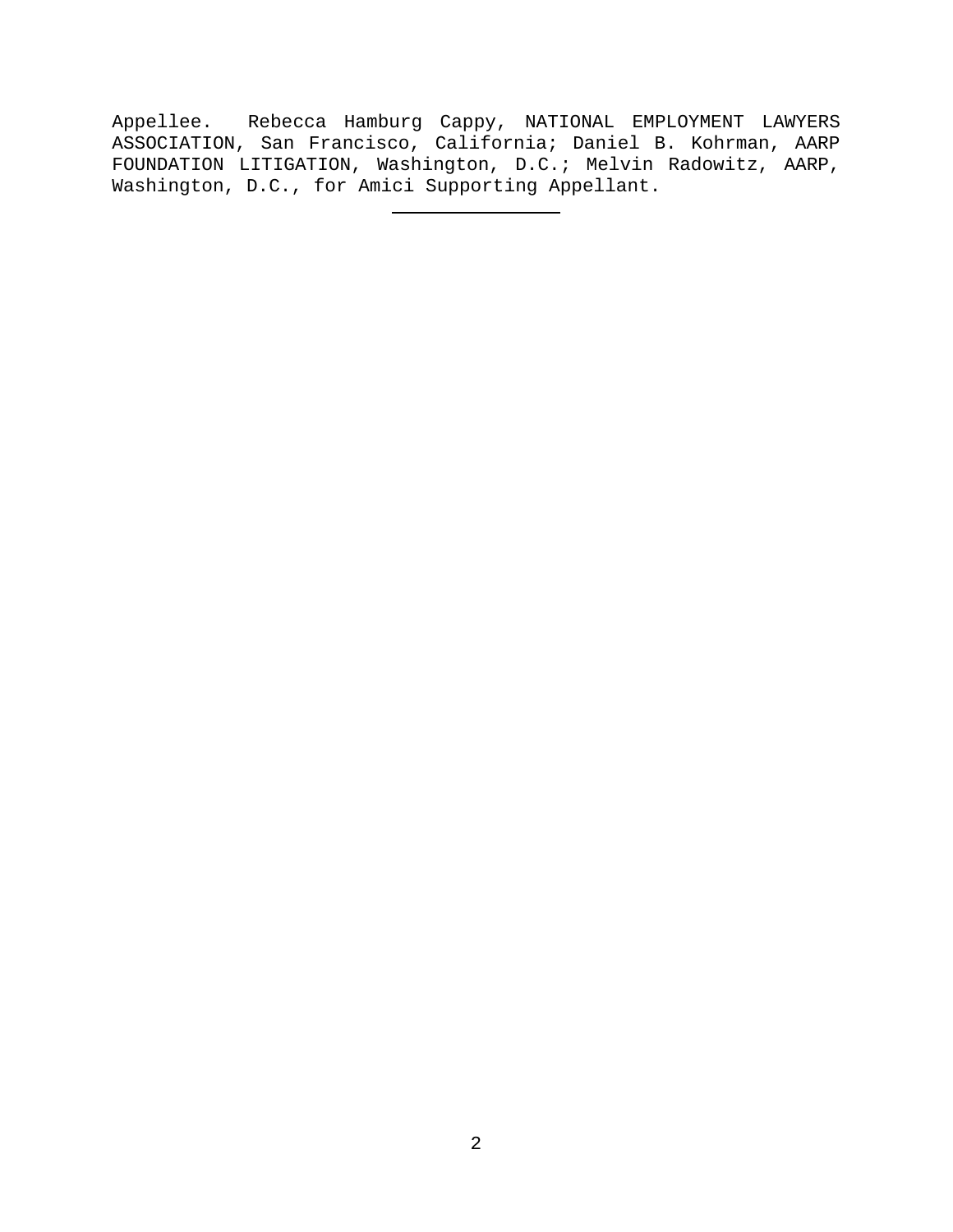Appellee. Rebecca Hamburg Cappy, NATIONAL EMPLOYMENT LAWYERS ASSOCIATION, San Francisco, California; Daniel B. Kohrman, AARP FOUNDATION LITIGATION, Washington, D.C.; Melvin Radowitz, AARP, Washington, D.C., for Amici Supporting Appellant.

---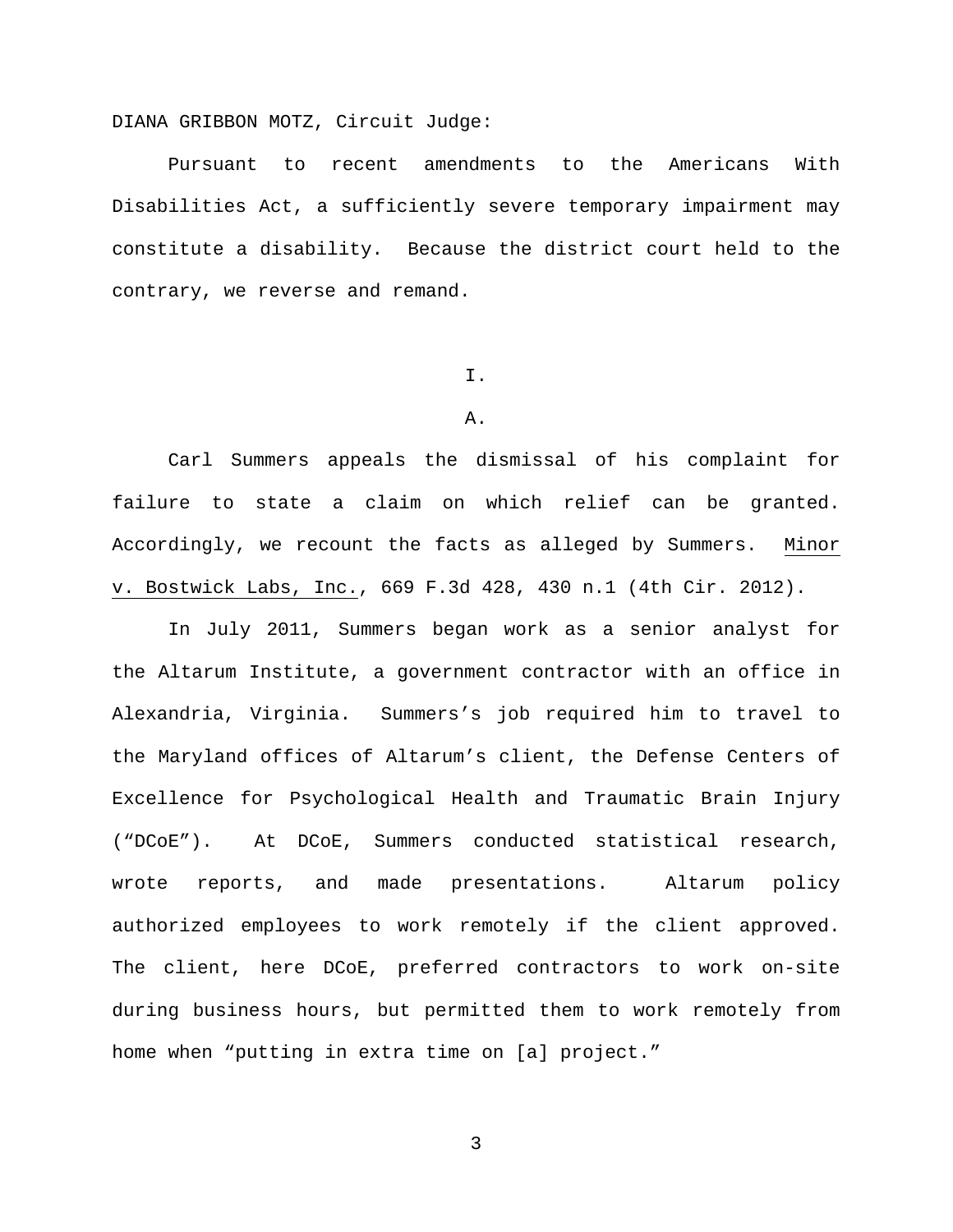DIANA GRIBBON MOTZ, Circuit Judge:

Pursuant to recent amendments to the Americans With Disabilities Act, a sufficiently severe temporary impairment may constitute a disability. Because the district court held to the contrary, we reverse and remand.

I.

A.

Carl Summers appeals the dismissal of his complaint for failure to state a claim on which relief can be granted. Accordingly, we recount the facts as alleged by Summers. Minor v. Bostwick Labs, Inc., 669 F.3d 428, 430 n.1 (4th Cir. 2012).

In July 2011, Summers began work as a senior analyst for the Altarum Institute, a government contractor with an office in Alexandria, Virginia. Summers's job required him to travel to the Maryland offices of Altarum's client, the Defense Centers of Excellence for Psychological Health and Traumatic Brain Injury ("DCoE"). At DCoE, Summers conducted statistical research, wrote reports, and made presentations. Altarum policy authorized employees to work remotely if the client approved. The client, here DCoE, preferred contractors to work on-site during business hours, but permitted them to work remotely from home when "putting in extra time on [a] project."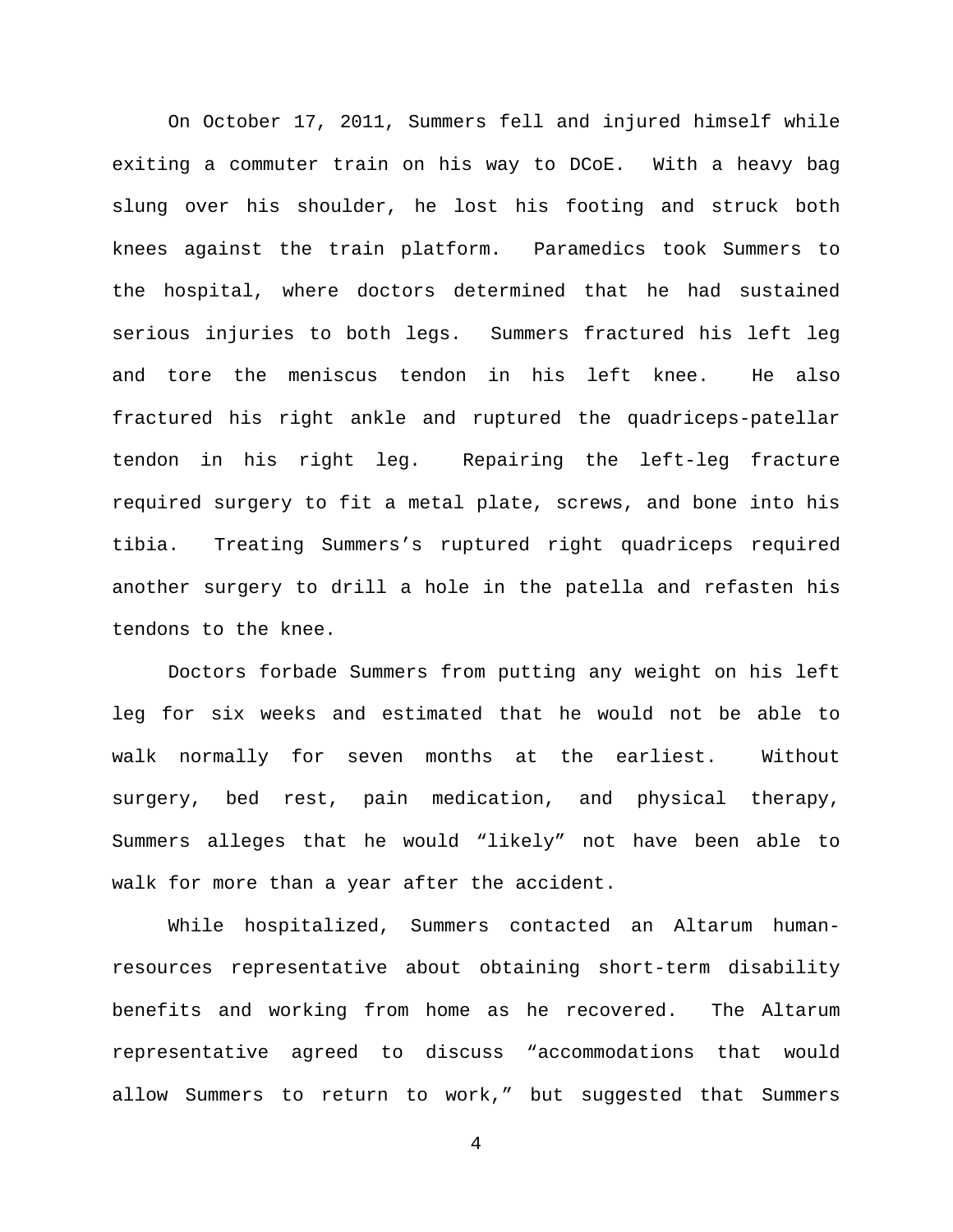On October 17, 2011, Summers fell and injured himself while exiting a commuter train on his way to DCoE. With a heavy bag slung over his shoulder, he lost his footing and struck both knees against the train platform. Paramedics took Summers to the hospital, where doctors determined that he had sustained serious injuries to both legs. Summers fractured his left leg and tore the meniscus tendon in his left knee. He also fractured his right ankle and ruptured the quadriceps-patellar tendon in his right leg. Repairing the left-leg fracture required surgery to fit a metal plate, screws, and bone into his tibia. Treating Summers's ruptured right quadriceps required another surgery to drill a hole in the patella and refasten his tendons to the knee.

Doctors forbade Summers from putting any weight on his left leg for six weeks and estimated that he would not be able to walk normally for seven months at the earliest. Without surgery, bed rest, pain medication, and physical therapy, Summers alleges that he would "likely" not have been able to walk for more than a year after the accident.

While hospitalized, Summers contacted an Altarum human-resources representative about obtaining short-term disability benefits and working from home as he recovered. The Altarum representative agreed to discuss "accommodations that would allow Summers to return to work," but suggested that Summers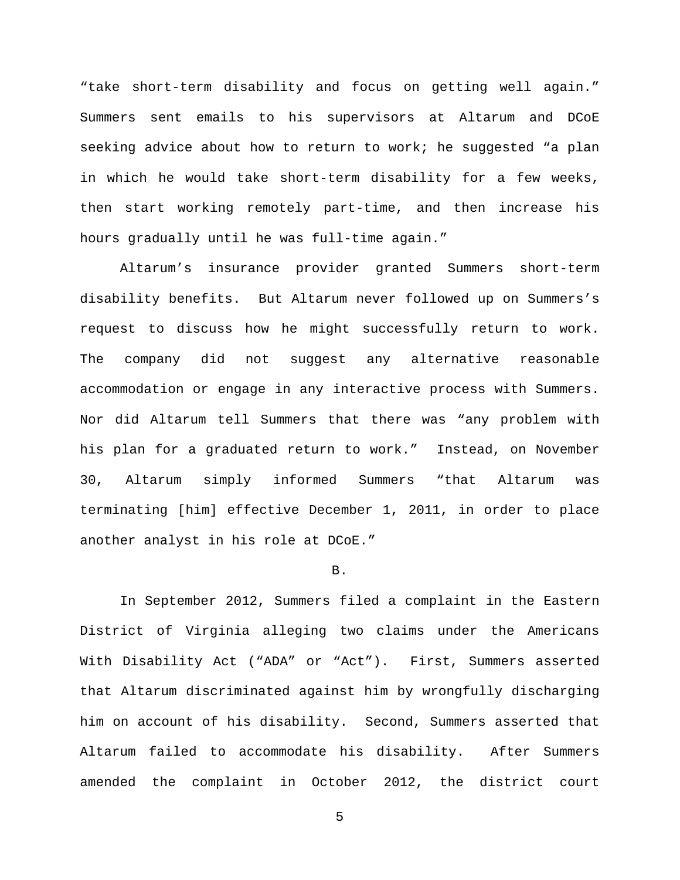"take short-term disability and focus on getting well again." Summers sent emails to his supervisors at Altarum and DCoE seeking advice about how to return to work; he suggested "a plan in which he would take short-term disability for a few weeks, then start working remotely part-time, and then increase his hours gradually until he was full-time again."

Altarum's insurance provider granted Summers short-term disability benefits. But Altarum never followed up on Summers's request to discuss how he might successfully return to work. The company did not suggest any alternative reasonable accommodation or engage in any interactive process with Summers. Nor did Altarum tell Summers that there was "any problem with his plan for a graduated return to work." Instead, on November 30, Altarum simply informed Summers "that Altarum was terminating [him] effective December 1, 2011, in order to place another analyst in his role at DCoE."

B.

In September 2012, Summers filed a complaint in the Eastern District of Virginia alleging two claims under the Americans With Disability Act ("ADA" or "Act"). First, Summers asserted that Altarum discriminated against him by wrongfully discharging him on account of his disability. Second, Summers asserted that Altarum failed to accommodate his disability. After Summers amended the complaint in October 2012, the district court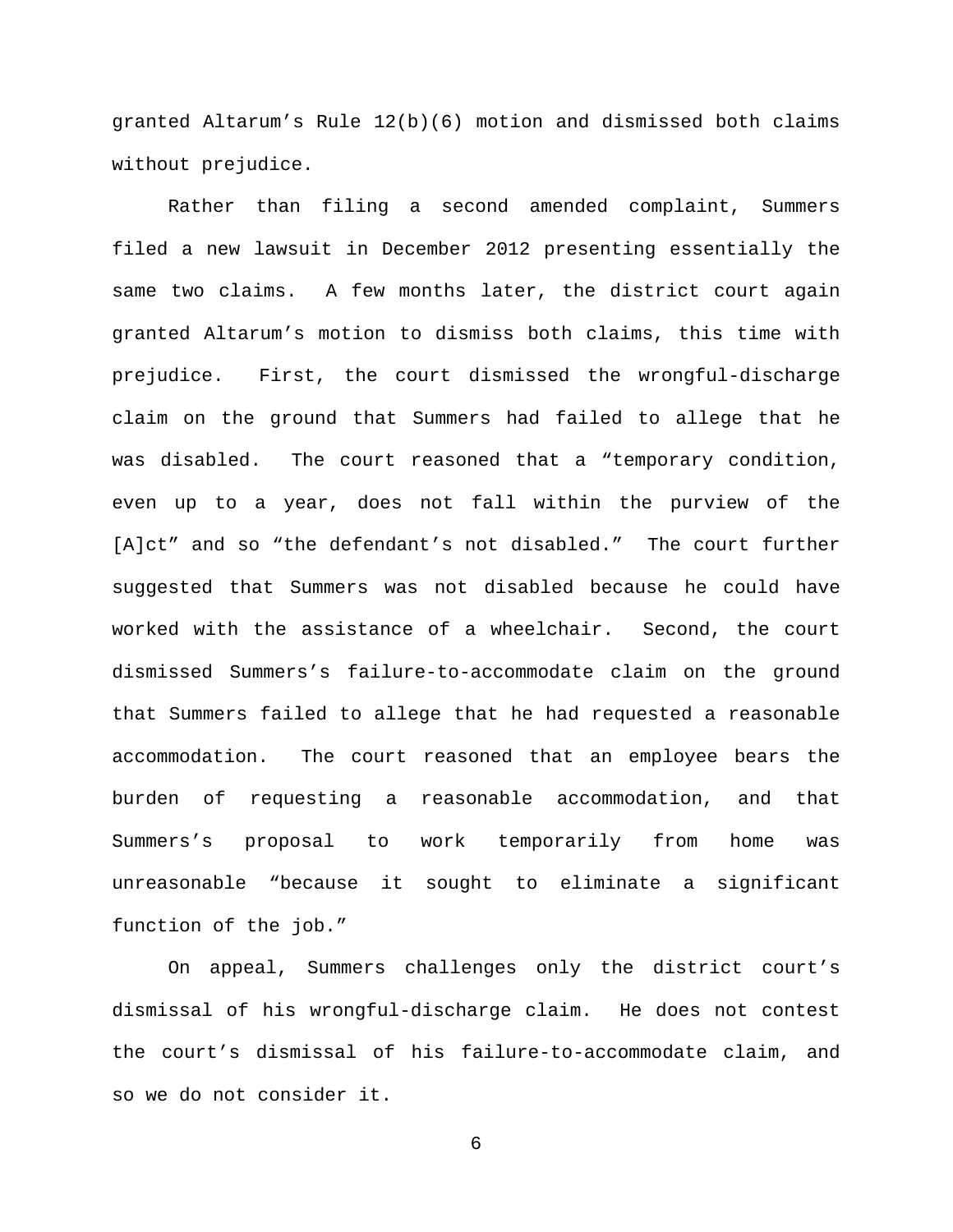granted Altarum's Rule 12(b)(6) motion and dismissed both claims without prejudice.

Rather than filing a second amended complaint, Summers filed a new lawsuit in December 2012 presenting essentially the same two claims. A few months later, the district court again granted Altarum's motion to dismiss both claims, this time with prejudice. First, the court dismissed the wrongful-discharge claim on the ground that Summers had failed to allege that he was disabled. The court reasoned that a "temporary condition, even up to a year, does not fall within the purview of the [A]ct" and so "the defendant's not disabled." The court further suggested that Summers was not disabled because he could have worked with the assistance of a wheelchair. Second, the court dismissed Summers's failure-to-accommodate claim on the ground that Summers failed to allege that he had requested a reasonable accommodation. The court reasoned that an employee bears the burden of requesting a reasonable accommodation, and that Summers's proposal to work temporarily from home was unreasonable "because it sought to eliminate a significant function of the job."

On appeal, Summers challenges only the district court's dismissal of his wrongful-discharge claim. He does not contest the court's dismissal of his failure-to-accommodate claim, and so we do not consider it.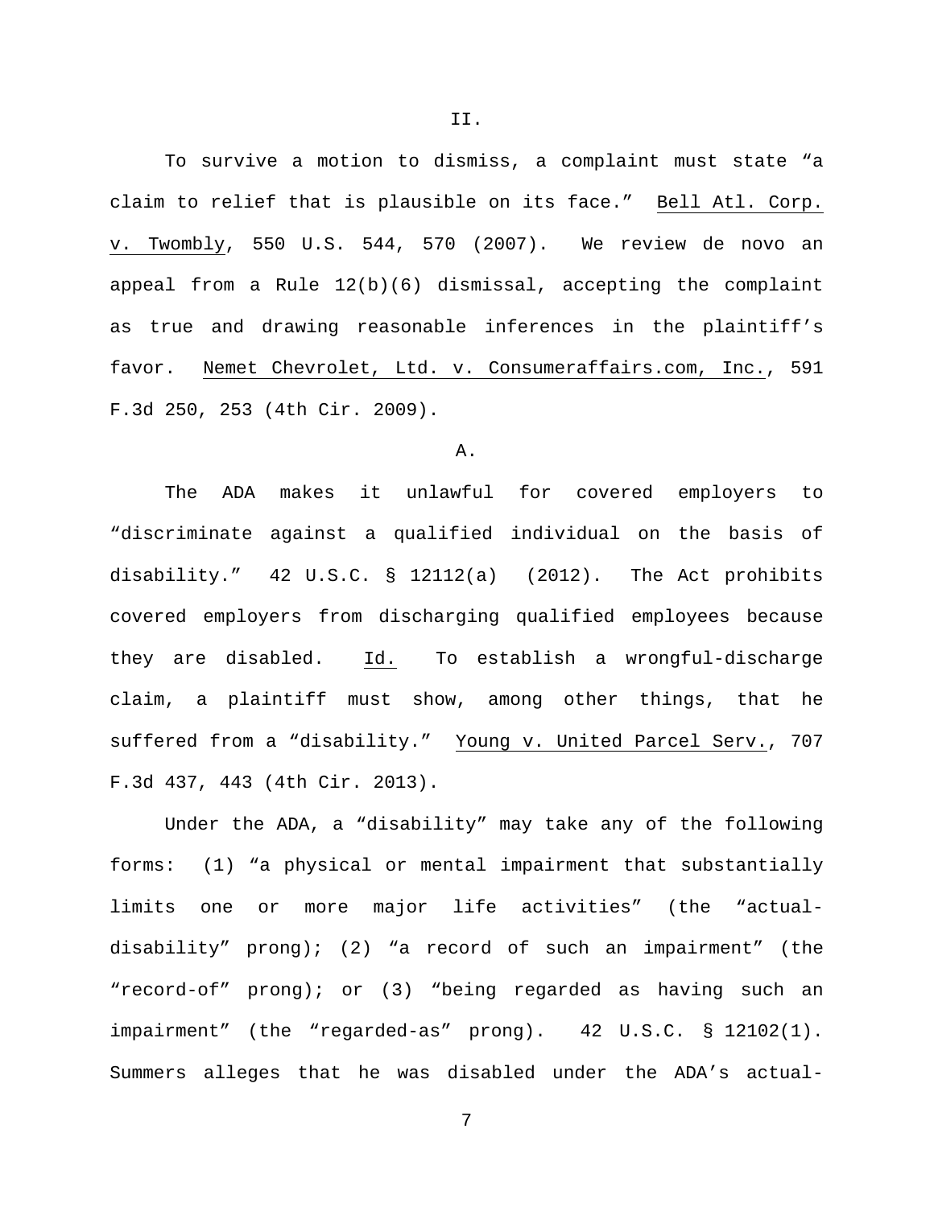II.

To survive a motion to dismiss, a complaint must state "a claim to relief that is plausible on its face." Bell Atl. Corp. v. Twombly, 550 U.S. 544, 570 (2007). We review de novo an appeal from a Rule 12(b)(6) dismissal, accepting the complaint as true and drawing reasonable inferences in the plaintiff's favor. Nemet Chevrolet, Ltd. v. Consumeraffairs.com, Inc., 591 F.3d 250, 253 (4th Cir. 2009).

A.

The ADA makes it unlawful for covered employers to "discriminate against a qualified individual on the basis of disability." 42 U.S.C. § 12112(a) (2012). The Act prohibits covered employers from discharging qualified employees because they are disabled. Id. To establish a wrongful-discharge claim, a plaintiff must show, among other things, that he suffered from a "disability." Young v. United Parcel Serv., 707 F.3d 437, 443 (4th Cir. 2013).

Under the ADA, a "disability" may take any of the following forms: (1) "a physical or mental impairment that substantially limits one or more major life activities" (the "actual-disability" prong); (2) "a record of such an impairment" (the "record-of" prong); or (3) "being regarded as having such an impairment" (the "regarded-as" prong). 42 U.S.C. § 12102(1). Summers alleges that he was disabled under the ADA's actual-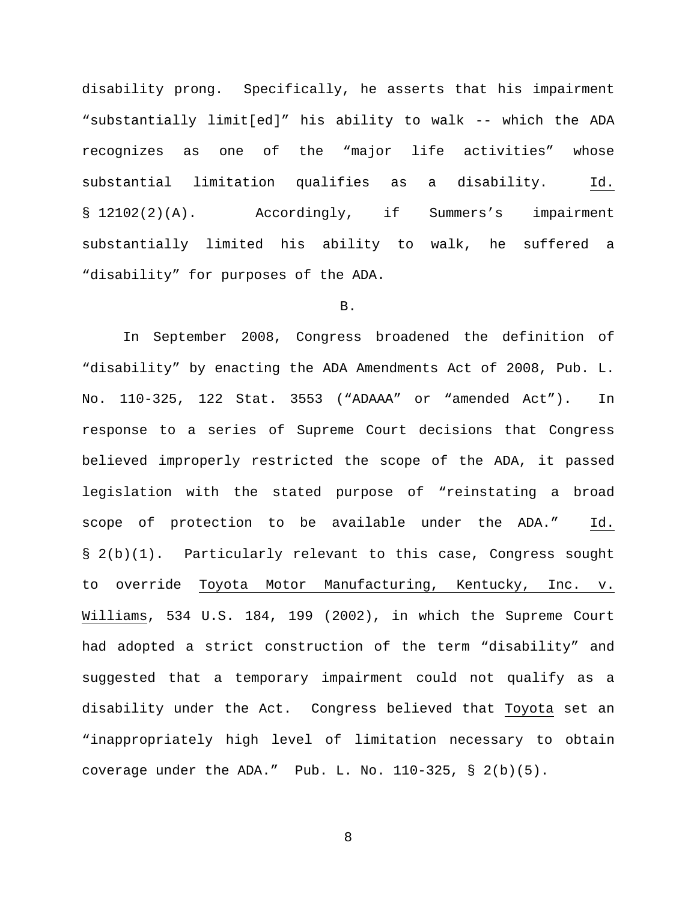disability prong. Specifically, he asserts that his impairment "substantially limit[ed]" his ability to walk -- which the ADA recognizes as one of the "major life activities" whose substantial limitation qualifies as a disability. Id. § 12102(2)(A). Accordingly, if Summers's impairment substantially limited his ability to walk, he suffered a "disability" for purposes of the ADA.

B.

In September 2008, Congress broadened the definition of "disability" by enacting the ADA Amendments Act of 2008, Pub. L. No. 110-325, 122 Stat. 3553 ("ADAAA" or "amended Act"). In response to a series of Supreme Court decisions that Congress believed improperly restricted the scope of the ADA, it passed legislation with the stated purpose of "reinstating a broad scope of protection to be available under the ADA." Id. § 2(b)(1). Particularly relevant to this case, Congress sought to override Toyota Motor Manufacturing, Kentucky, Inc. v. Williams, 534 U.S. 184, 199 (2002), in which the Supreme Court had adopted a strict construction of the term "disability" and suggested that a temporary impairment could not qualify as a disability under the Act. Congress believed that Toyota set an "inappropriately high level of limitation necessary to obtain coverage under the ADA." Pub. L. No. 110-325, § 2(b)(5).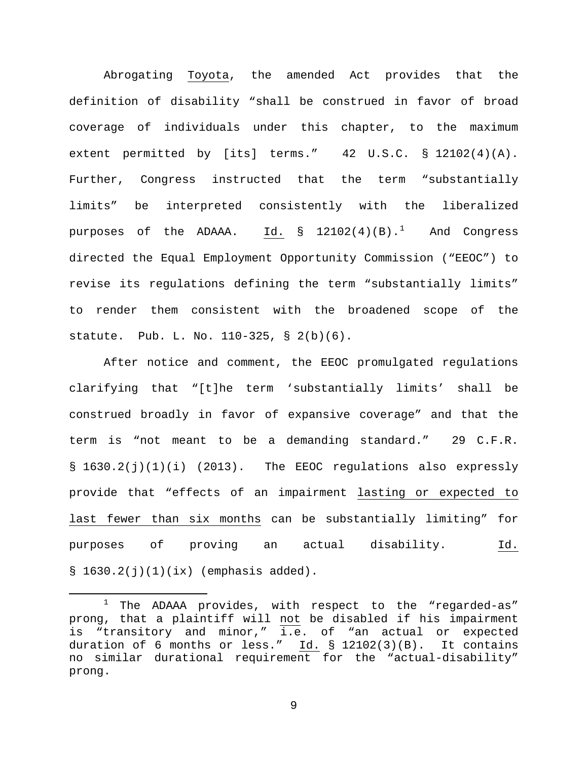Abrogating Toyota, the amended Act provides that the definition of disability "shall be construed in favor of broad coverage of individuals under this chapter, to the maximum extent permitted by [its] terms." 42 U.S.C. § 12102(4)(A). Further, Congress instructed that the term "substantially limits" be interpreted consistently with the liberalized purposes of the ADAAA. Id. § 12102(4)(B).[1] And Congress directed the Equal Employment Opportunity Commission ("EEOC") to revise its regulations defining the term "substantially limits" to render them consistent with the broadened scope of the statute. Pub. L. No. 110-325, § 2(b)(6).

After notice and comment, the EEOC promulgated regulations clarifying that "[t]he term 'substantially limits' shall be construed broadly in favor of expansive coverage" and that the term is "not meant to be a demanding standard." 29 C.F.R. § 1630.2(j)(1)(i) (2013). The EEOC regulations also expressly provide that "effects of an impairment lasting or expected to last fewer than six months can be substantially limiting" for purposes of proving an actual disability. Id. § 1630.2(j)(1)(ix) (emphasis added).

---

[1] The ADAAA provides, with respect to the "regarded-as" prong, that a plaintiff will not be disabled if his impairment is "transitory and minor," i.e. of "an actual or expected duration of 6 months or less." Id. § 12102(3)(B). It contains no similar durational requirement for the "actual-disability" prong.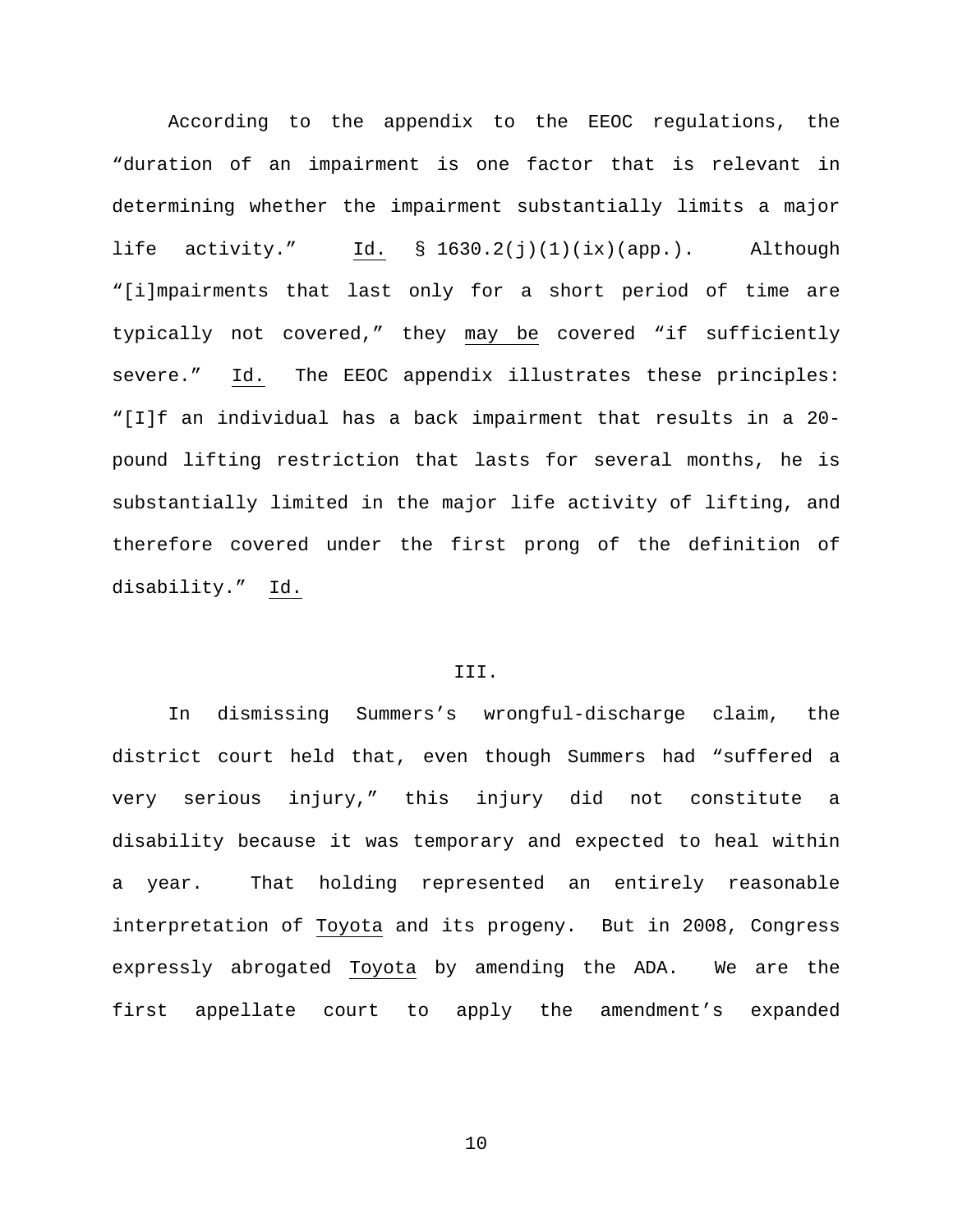According to the appendix to the EEOC regulations, the "duration of an impairment is one factor that is relevant in determining whether the impairment substantially limits a major life activity." Id. § 1630.2(j)(1)(ix)(app.). Although "[i]mpairments that last only for a short period of time are typically not covered," they may be covered "if sufficiently severe." Id. The EEOC appendix illustrates these principles: "[I]f an individual has a back impairment that results in a 20-pound lifting restriction that lasts for several months, he is substantially limited in the major life activity of lifting, and therefore covered under the first prong of the definition of disability." Id.

III.

In dismissing Summers's wrongful-discharge claim, the district court held that, even though Summers had "suffered a very serious injury," this injury did not constitute a disability because it was temporary and expected to heal within a year. That holding represented an entirely reasonable interpretation of Toyota and its progeny. But in 2008, Congress expressly abrogated Toyota by amending the ADA. We are the first appellate court to apply the amendment's expanded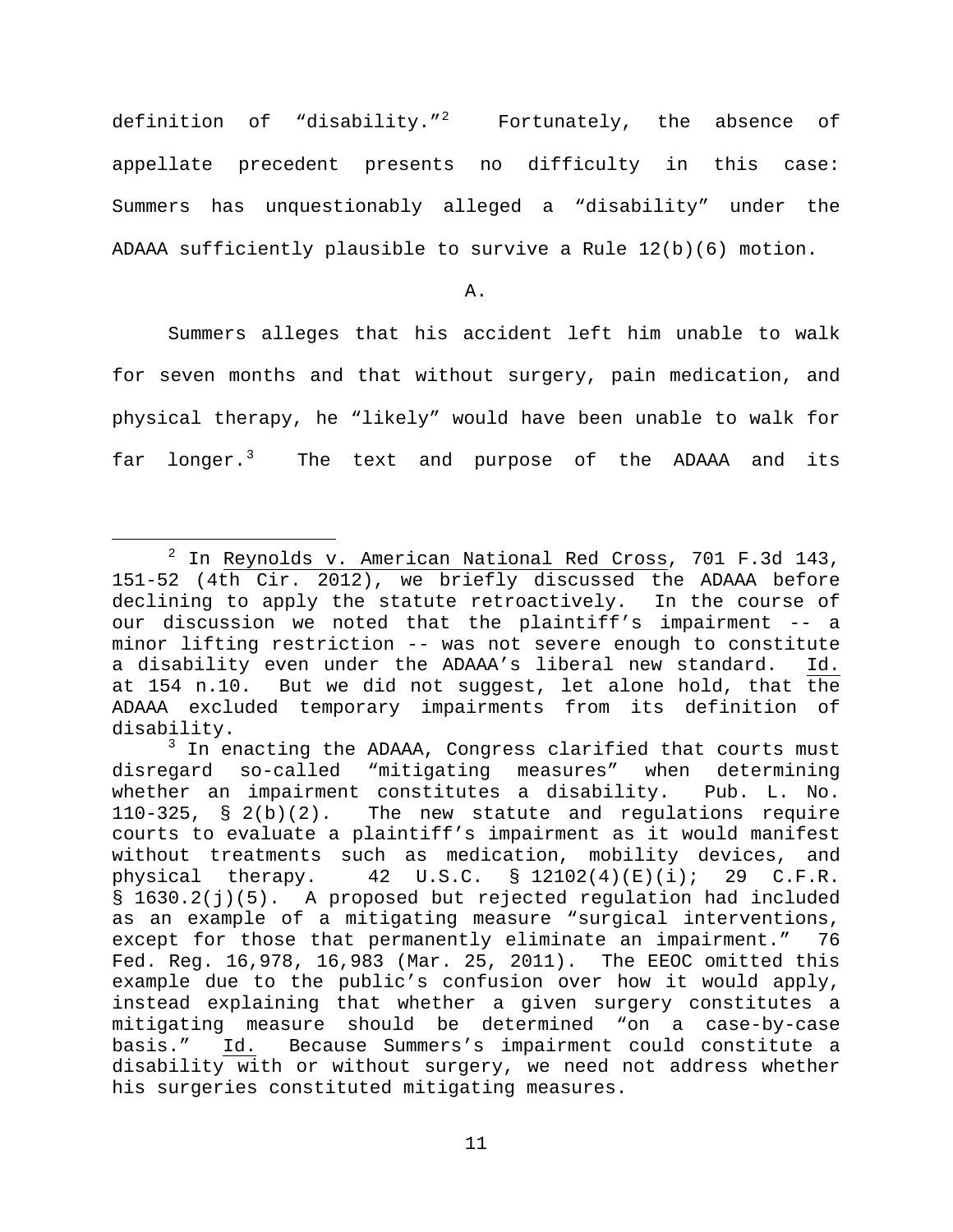definition of "disability."[2] Fortunately, the absence of appellate precedent presents no difficulty in this case: Summers has unquestionably alleged a "disability" under the ADAAA sufficiently plausible to survive a Rule 12(b)(6) motion.

A.

Summers alleges that his accident left him unable to walk for seven months and that without surgery, pain medication, and physical therapy, he "likely" would have been unable to walk for far longer.[3] The text and purpose of the ADAAA and its

---

[2] In Reynolds v. American National Red Cross, 701 F.3d 143, 151-52 (4th Cir. 2012), we briefly discussed the ADAAA before declining to apply the statute retroactively. In the course of our discussion we noted that the plaintiff's impairment -- a minor lifting restriction -- was not severe enough to constitute a disability even under the ADAAA's liberal new standard. Id. at 154 n.10. But we did not suggest, let alone hold, that the ADAAA excluded temporary impairments from its definition of disability.

[3] In enacting the ADAAA, Congress clarified that courts must disregard so-called "mitigating measures" when determining whether an impairment constitutes a disability. Pub. L. No. 110-325, § 2(b)(2). The new statute and regulations require courts to evaluate a plaintiff's impairment as it would manifest without treatments such as medication, mobility devices, and physical therapy. 42 U.S.C. § 12102(4)(E)(i); 29 C.F.R. § 1630.2(j)(5). A proposed but rejected regulation had included as an example of a mitigating measure "surgical interventions, except for those that permanently eliminate an impairment." 76 Fed. Reg. 16,978, 16,983 (Mar. 25, 2011). The EEOC omitted this example due to the public's confusion over how it would apply, instead explaining that whether a given surgery constitutes a mitigating measure should be determined "on a case-by-case basis." Id. Because Summers's impairment could constitute a disability with or without surgery, we need not address whether his surgeries constituted mitigating measures.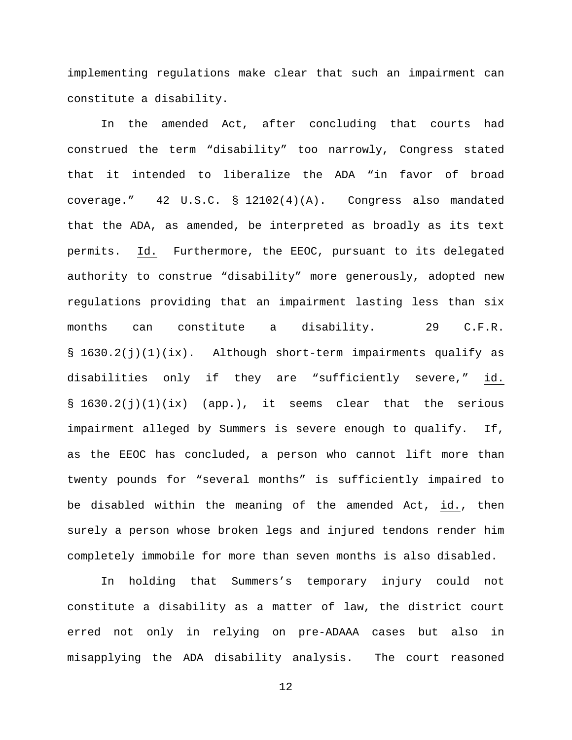implementing regulations make clear that such an impairment can constitute a disability.

In the amended Act, after concluding that courts had construed the term "disability" too narrowly, Congress stated that it intended to liberalize the ADA "in favor of broad coverage." 42 U.S.C. § 12102(4)(A). Congress also mandated that the ADA, as amended, be interpreted as broadly as its text permits. Id. Furthermore, the EEOC, pursuant to its delegated authority to construe "disability" more generously, adopted new regulations providing that an impairment lasting less than six months can constitute a disability. 29 C.F.R. § 1630.2(j)(1)(ix). Although short-term impairments qualify as disabilities only if they are "sufficiently severe," id. § 1630.2(j)(1)(ix) (app.), it seems clear that the serious impairment alleged by Summers is severe enough to qualify. If, as the EEOC has concluded, a person who cannot lift more than twenty pounds for "several months" is sufficiently impaired to be disabled within the meaning of the amended Act, id., then surely a person whose broken legs and injured tendons render him completely immobile for more than seven months is also disabled.

In holding that Summers's temporary injury could not constitute a disability as a matter of law, the district court erred not only in relying on pre-ADAAA cases but also in misapplying the ADA disability analysis. The court reasoned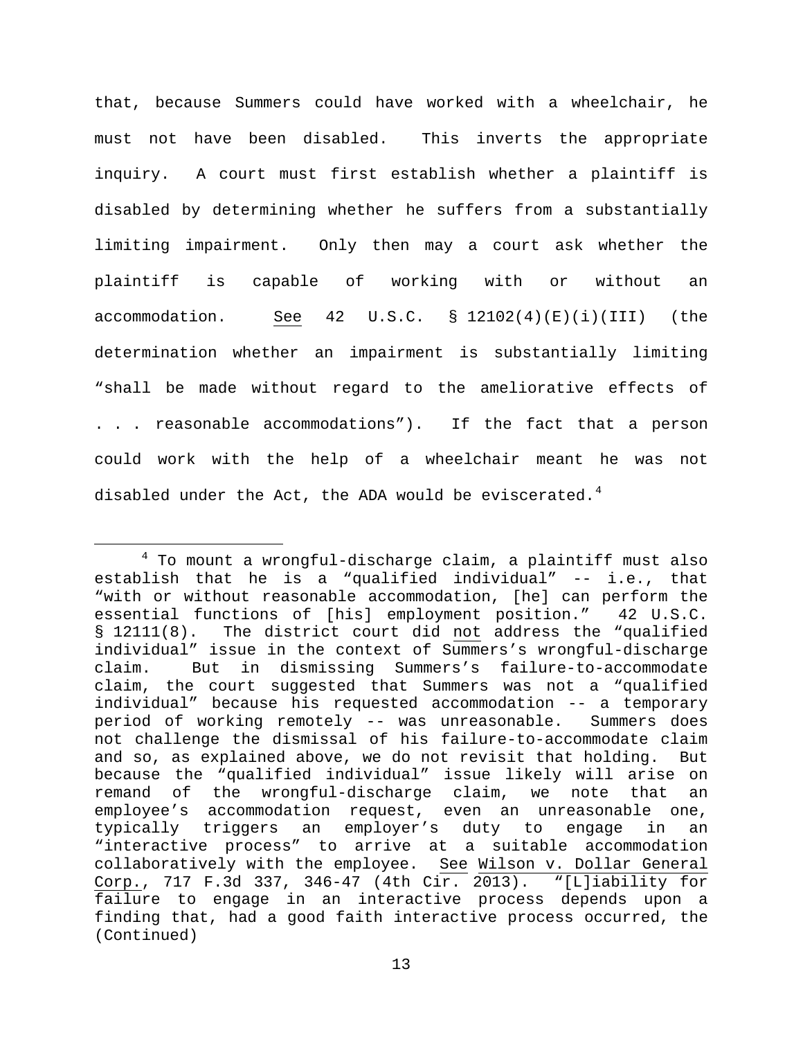that, because Summers could have worked with a wheelchair, he must not have been disabled. This inverts the appropriate inquiry. A court must first establish whether a plaintiff is disabled by determining whether he suffers from a substantially limiting impairment. Only then may a court ask whether the plaintiff is capable of working with or without an accommodation. See 42 U.S.C. § 12102(4)(E)(i)(III) (the determination whether an impairment is substantially limiting "shall be made without regard to the ameliorative effects of . . . reasonable accommodations"). If the fact that a person could work with the help of a wheelchair meant he was not disabled under the Act, the ADA would be eviscerated.[4]

---

[4] To mount a wrongful-discharge claim, a plaintiff must also establish that he is a "qualified individual" -- i.e., that "with or without reasonable accommodation, [he] can perform the essential functions of [his] employment position." 42 U.S.C. § 12111(8). The district court did not address the "qualified individual" issue in the context of Summers's wrongful-discharge claim. But in dismissing Summers's failure-to-accommodate claim, the court suggested that Summers was not a "qualified individual" because his requested accommodation -- a temporary period of working remotely -- was unreasonable. Summers does not challenge the dismissal of his failure-to-accommodate claim and so, as explained above, we do not revisit that holding. But because the "qualified individual" issue likely will arise on remand of the wrongful-discharge claim, we note that an employee's accommodation request, even an unreasonable one, typically triggers an employer's duty to engage in an "interactive process" to arrive at a suitable accommodation collaboratively with the employee. See Wilson v. Dollar General Corp., 717 F.3d 337, 346-47 (4th Cir. 2013). "[L]iability for failure to engage in an interactive process depends upon a finding that, had a good faith interactive process occurred, the (Continued)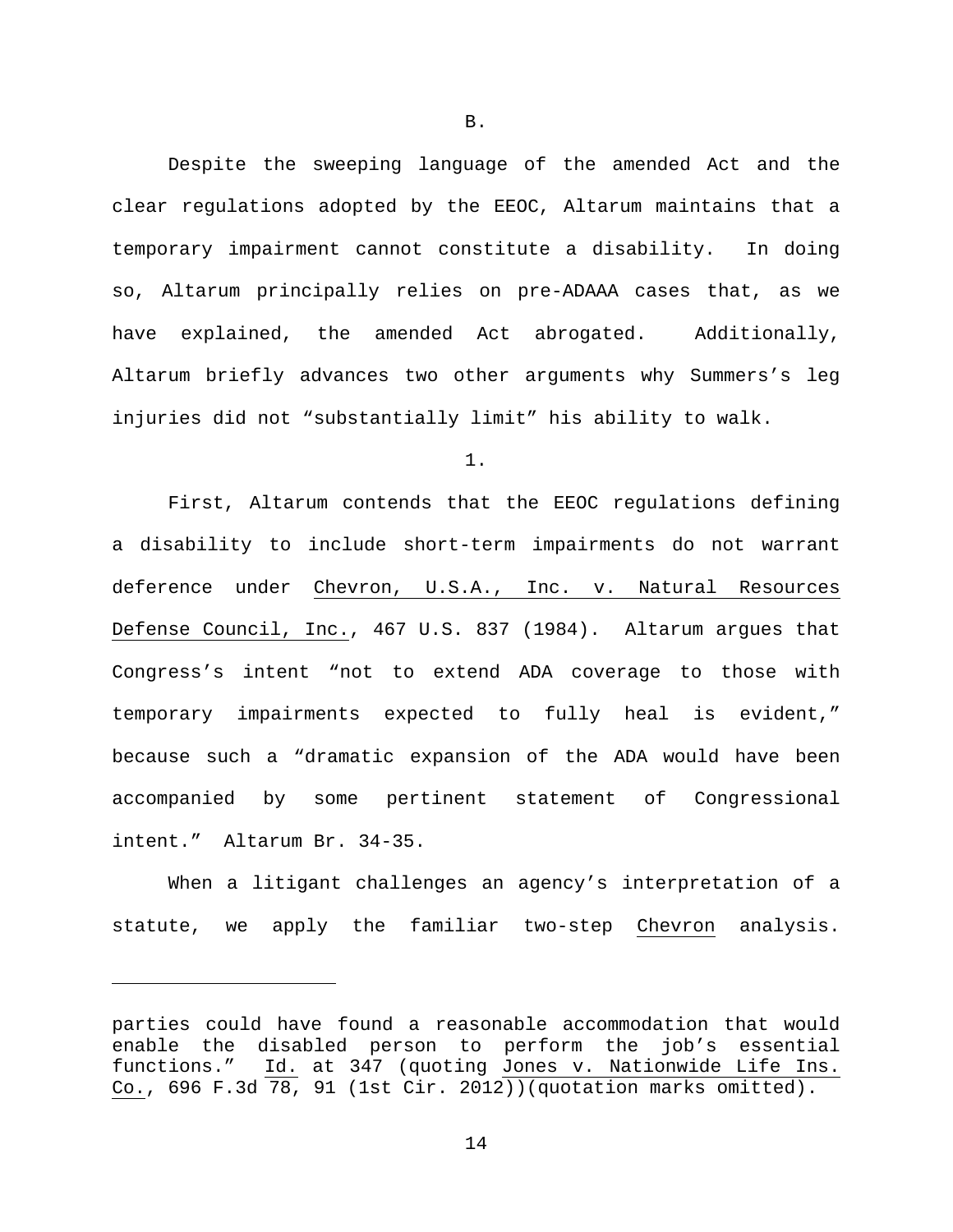B.

Despite the sweeping language of the amended Act and the clear regulations adopted by the EEOC, Altarum maintains that a temporary impairment cannot constitute a disability. In doing so, Altarum principally relies on pre-ADAAA cases that, as we have explained, the amended Act abrogated. Additionally, Altarum briefly advances two other arguments why Summers's leg injuries did not "substantially limit" his ability to walk.

1.

First, Altarum contends that the EEOC regulations defining a disability to include short-term impairments do not warrant deference under Chevron, U.S.A., Inc. v. Natural Resources Defense Council, Inc., 467 U.S. 837 (1984). Altarum argues that Congress's intent "not to extend ADA coverage to those with temporary impairments expected to fully heal is evident," because such a "dramatic expansion of the ADA would have been accompanied by some pertinent statement of Congressional intent." Altarum Br. 34-35.

When a litigant challenges an agency's interpretation of a statute, we apply the familiar two-step Chevron analysis.

---

parties could have found a reasonable accommodation that would enable the disabled person to perform the job's essential functions." Id. at 347 (quoting Jones v. Nationwide Life Ins. Co., 696 F.3d 78, 91 (1st Cir. 2012))(quotation marks omitted).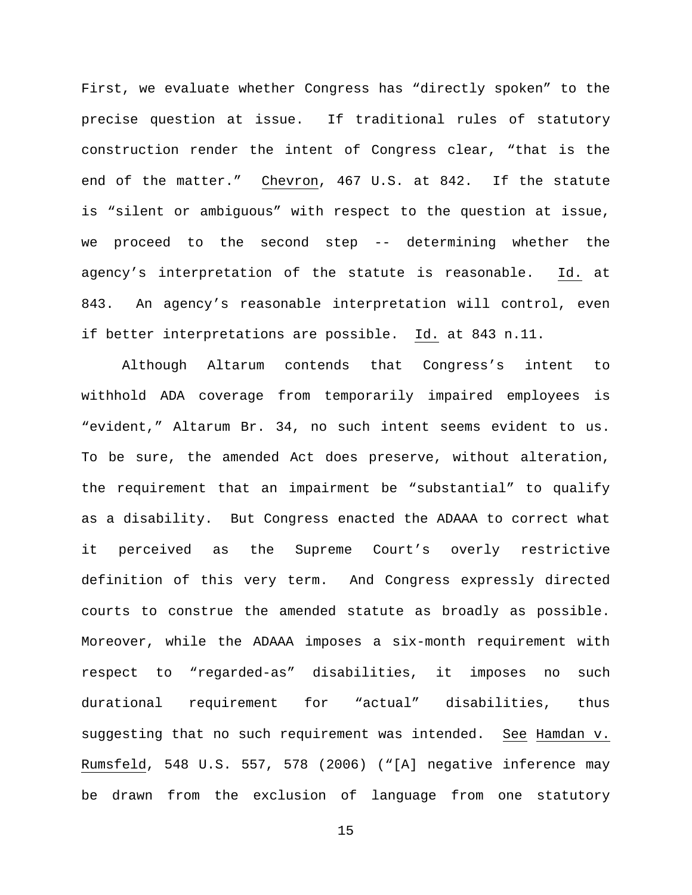First, we evaluate whether Congress has "directly spoken" to the precise question at issue. If traditional rules of statutory construction render the intent of Congress clear, "that is the end of the matter." Chevron, 467 U.S. at 842. If the statute is "silent or ambiguous" with respect to the question at issue, we proceed to the second step -- determining whether the agency's interpretation of the statute is reasonable. Id. at 843. An agency's reasonable interpretation will control, even if better interpretations are possible. Id. at 843 n.11.

Although Altarum contends that Congress's intent to withhold ADA coverage from temporarily impaired employees is "evident," Altarum Br. 34, no such intent seems evident to us. To be sure, the amended Act does preserve, without alteration, the requirement that an impairment be "substantial" to qualify as a disability. But Congress enacted the ADAAA to correct what it perceived as the Supreme Court's overly restrictive definition of this very term. And Congress expressly directed courts to construe the amended statute as broadly as possible. Moreover, while the ADAAA imposes a six-month requirement with respect to "regarded-as" disabilities, it imposes no such durational requirement for "actual" disabilities, thus suggesting that no such requirement was intended. See Hamdan v. Rumsfeld, 548 U.S. 557, 578 (2006) ("[A] negative inference may be drawn from the exclusion of language from one statutory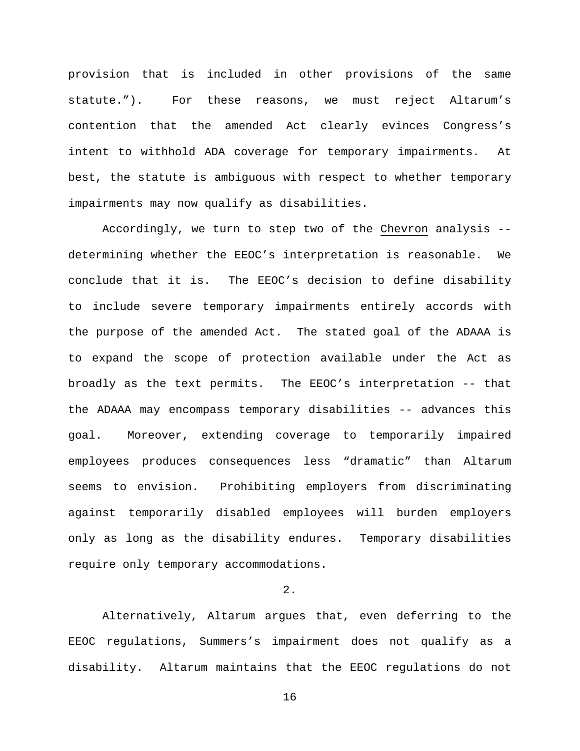provision that is included in other provisions of the same statute.”). For these reasons, we must reject Altarum’s contention that the amended Act clearly evinces Congress’s intent to withhold ADA coverage for temporary impairments. At best, the statute is ambiguous with respect to whether temporary impairments may now qualify as disabilities.

Accordingly, we turn to step two of the Chevron analysis -- determining whether the EEOC’s interpretation is reasonable. We conclude that it is. The EEOC’s decision to define disability to include severe temporary impairments entirely accords with the purpose of the amended Act. The stated goal of the ADAAA is to expand the scope of protection available under the Act as broadly as the text permits. The EEOC’s interpretation -- that the ADAAA may encompass temporary disabilities -- advances this goal. Moreover, extending coverage to temporarily impaired employees produces consequences less “dramatic” than Altarum seems to envision. Prohibiting employers from discriminating against temporarily disabled employees will burden employers only as long as the disability endures. Temporary disabilities require only temporary accommodations.

2.

Alternatively, Altarum argues that, even deferring to the EEOC regulations, Summers’s impairment does not qualify as a disability. Altarum maintains that the EEOC regulations do not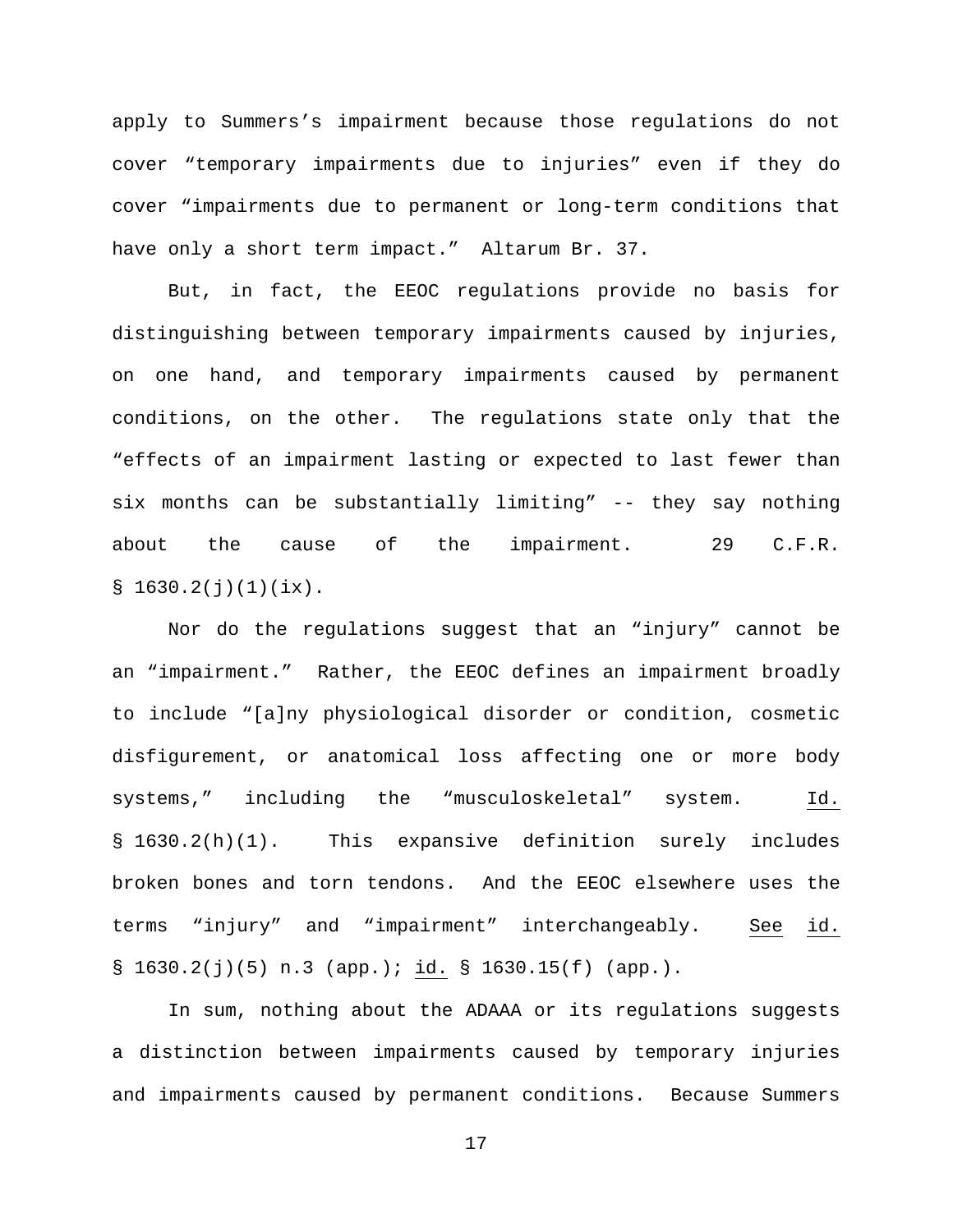apply to Summers's impairment because those regulations do not cover "temporary impairments due to injuries" even if they do cover "impairments due to permanent or long-term conditions that have only a short term impact." Altarum Br. 37.

But, in fact, the EEOC regulations provide no basis for distinguishing between temporary impairments caused by injuries, on one hand, and temporary impairments caused by permanent conditions, on the other. The regulations state only that the "effects of an impairment lasting or expected to last fewer than six months can be substantially limiting" -- they say nothing about the cause of the impairment. 29 C.F.R. § 1630.2(j)(1)(ix).

Nor do the regulations suggest that an "injury" cannot be an "impairment." Rather, the EEOC defines an impairment broadly to include "[a]ny physiological disorder or condition, cosmetic disfigurement, or anatomical loss affecting one or more body systems," including the "musculoskeletal" system. Id. § 1630.2(h)(1). This expansive definition surely includes broken bones and torn tendons. And the EEOC elsewhere uses the terms "injury" and "impairment" interchangeably. See id. § 1630.2(j)(5) n.3 (app.); id. § 1630.15(f) (app.).

In sum, nothing about the ADAAA or its regulations suggests a distinction between impairments caused by temporary injuries and impairments caused by permanent conditions. Because Summers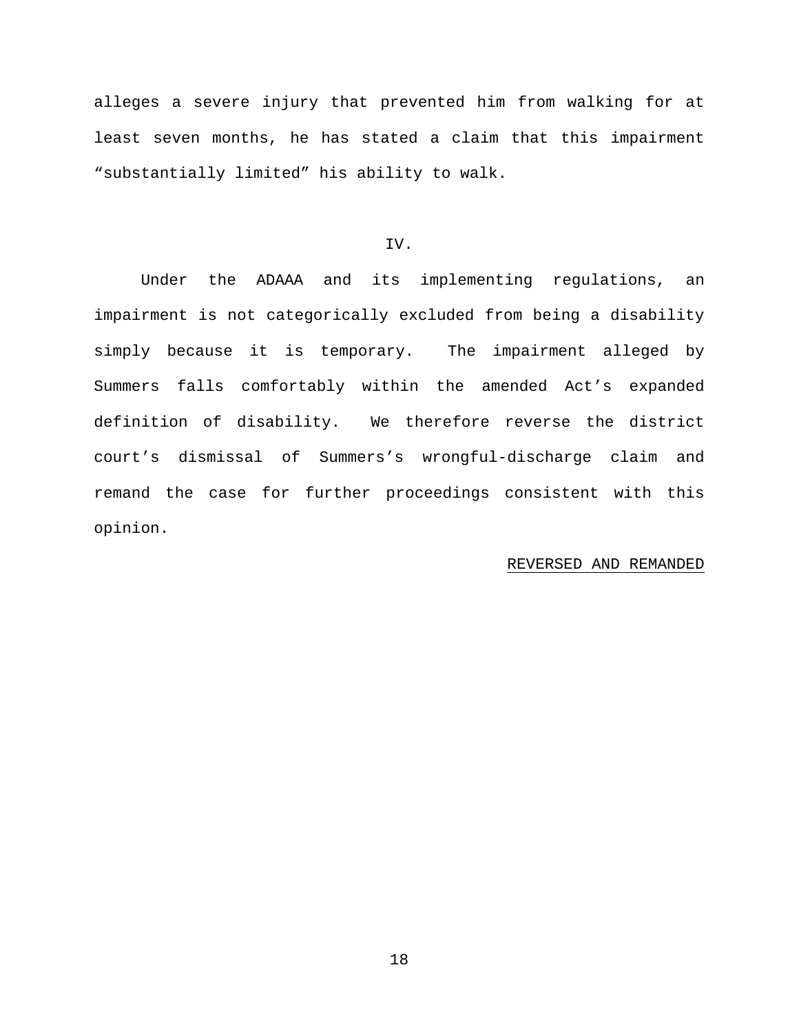alleges a severe injury that prevented him from walking for at least seven months, he has stated a claim that this impairment "substantially limited" his ability to walk.

## IV.

Under the ADAAA and its implementing regulations, an impairment is not categorically excluded from being a disability simply because it is temporary. The impairment alleged by Summers falls comfortably within the amended Act's expanded definition of disability. We therefore reverse the district court's dismissal of Summers's wrongful-discharge claim and remand the case for further proceedings consistent with this opinion.

REVERSED AND REMANDED